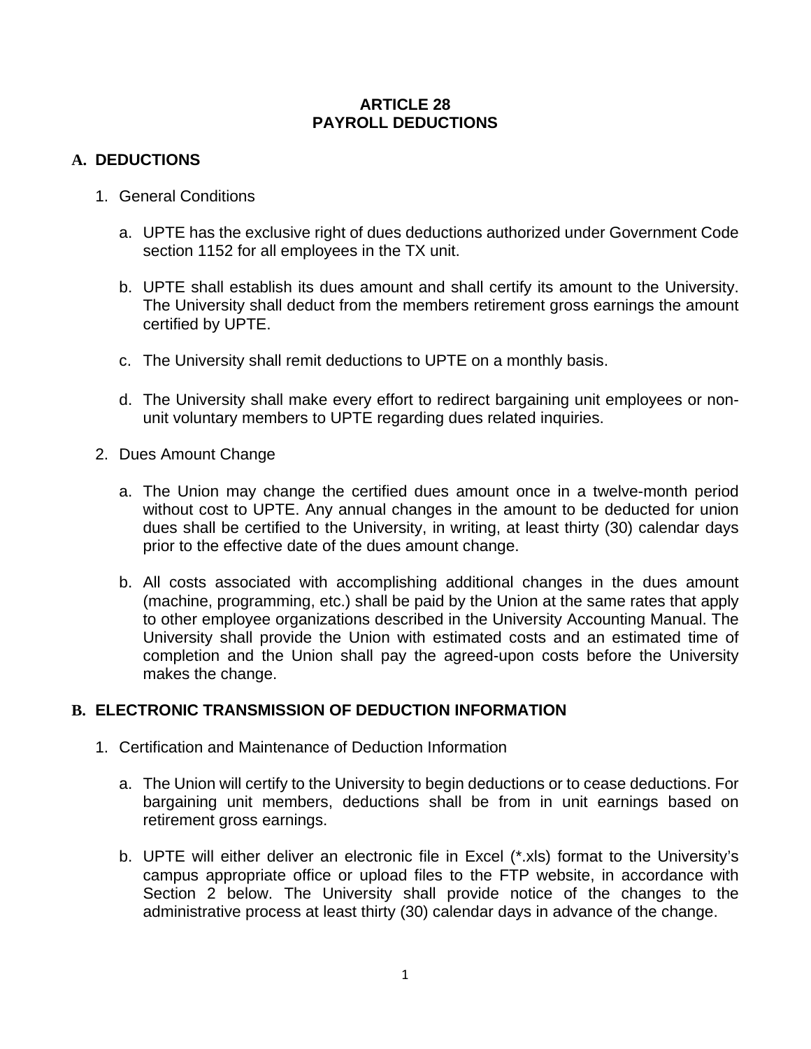# ARTICLE 28
# PAYROLL DEDUCTIONS

## A. DEDUCTIONS

1. General Conditions

   a. UPTE has the exclusive right of dues deductions authorized under Government Code section 1152 for all employees in the TX unit.

   b. UPTE shall establish its dues amount and shall certify its amount to the University. The University shall deduct from the members retirement gross earnings the amount certified by UPTE.

   c. The University shall remit deductions to UPTE on a monthly basis.

   d. The University shall make every effort to redirect bargaining unit employees or non-unit voluntary members to UPTE regarding dues related inquiries.

2. Dues Amount Change

   a. The Union may change the certified dues amount once in a twelve-month period without cost to UPTE. Any annual changes in the amount to be deducted for union dues shall be certified to the University, in writing, at least thirty (30) calendar days prior to the effective date of the dues amount change.

   b. All costs associated with accomplishing additional changes in the dues amount (machine, programming, etc.) shall be paid by the Union at the same rates that apply to other employee organizations described in the University Accounting Manual. The University shall provide the Union with estimated costs and an estimated time of completion and the Union shall pay the agreed-upon costs before the University makes the change.

## B. ELECTRONIC TRANSMISSION OF DEDUCTION INFORMATION

1. Certification and Maintenance of Deduction Information

   a. The Union will certify to the University to begin deductions or to cease deductions. For bargaining unit members, deductions shall be from in unit earnings based on retirement gross earnings.

   b. UPTE will either deliver an electronic file in Excel (*.xls) format to the University's campus appropriate office or upload files to the FTP website, in accordance with Section 2 below. The University shall provide notice of the changes to the administrative process at least thirty (30) calendar days in advance of the change.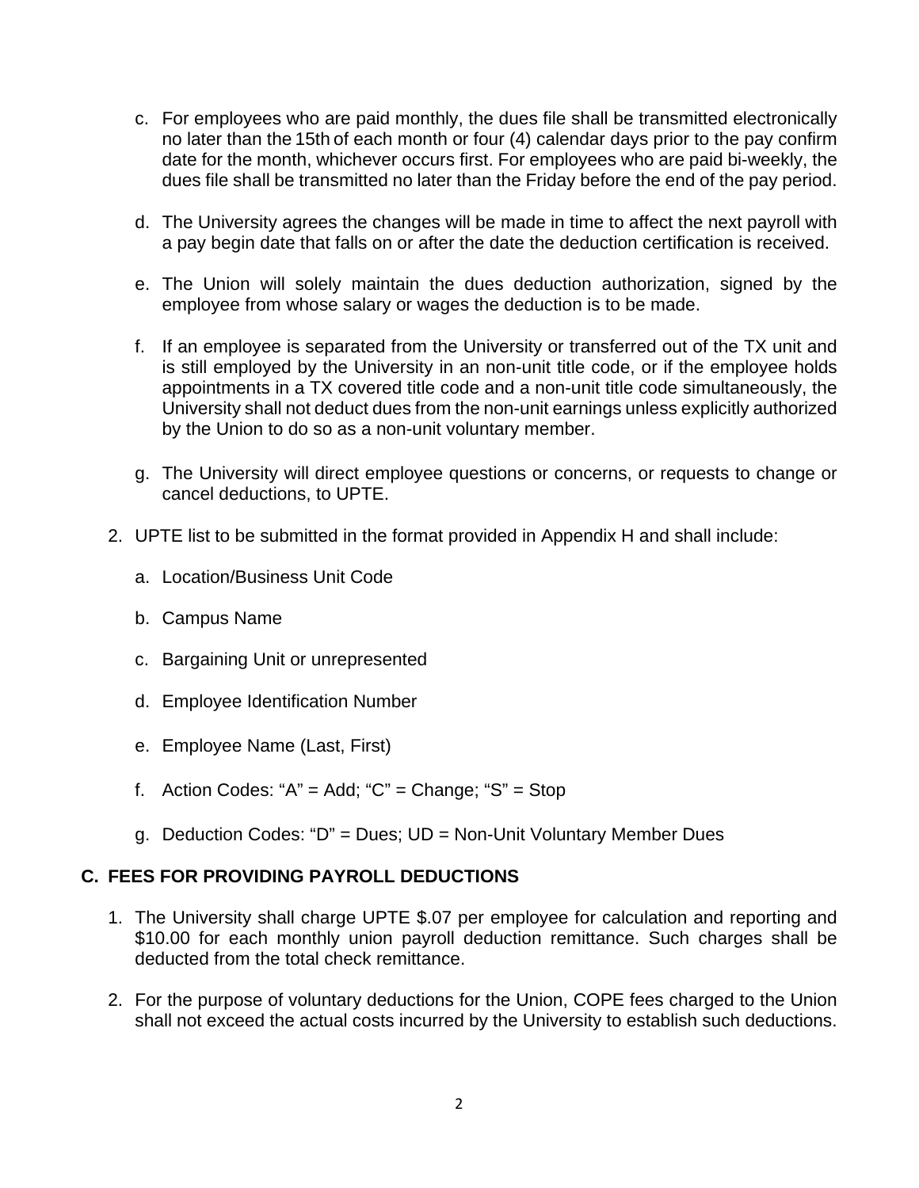c. For employees who are paid monthly, the dues file shall be transmitted electronically no later than the 15th of each month or four (4) calendar days prior to the pay confirm date for the month, whichever occurs first. For employees who are paid bi-weekly, the dues file shall be transmitted no later than the Friday before the end of the pay period.

d. The University agrees the changes will be made in time to affect the next payroll with a pay begin date that falls on or after the date the deduction certification is received.

e. The Union will solely maintain the dues deduction authorization, signed by the employee from whose salary or wages the deduction is to be made.

f. If an employee is separated from the University or transferred out of the TX unit and is still employed by the University in an non-unit title code, or if the employee holds appointments in a TX covered title code and a non-unit title code simultaneously, the University shall not deduct dues from the non-unit earnings unless explicitly authorized by the Union to do so as a non-unit voluntary member.

g. The University will direct employee questions or concerns, or requests to change or cancel deductions, to UPTE.

2. UPTE list to be submitted in the format provided in Appendix H and shall include:

   a. Location/Business Unit Code

   b. Campus Name

   c. Bargaining Unit or unrepresented

   d. Employee Identification Number

   e. Employee Name (Last, First)

   f. Action Codes: "A" = Add; "C" = Change; "S" = Stop

   g. Deduction Codes: "D" = Dues; UD = Non-Unit Voluntary Member Dues

## C. FEES FOR PROVIDING PAYROLL DEDUCTIONS

1. The University shall charge UPTE $.07 per employee for calculation and reporting and $10.00 for each monthly union payroll deduction remittance. Such charges shall be deducted from the total check remittance.

2. For the purpose of voluntary deductions for the Union, COPE fees charged to the Union shall not exceed the actual costs incurred by the University to establish such deductions.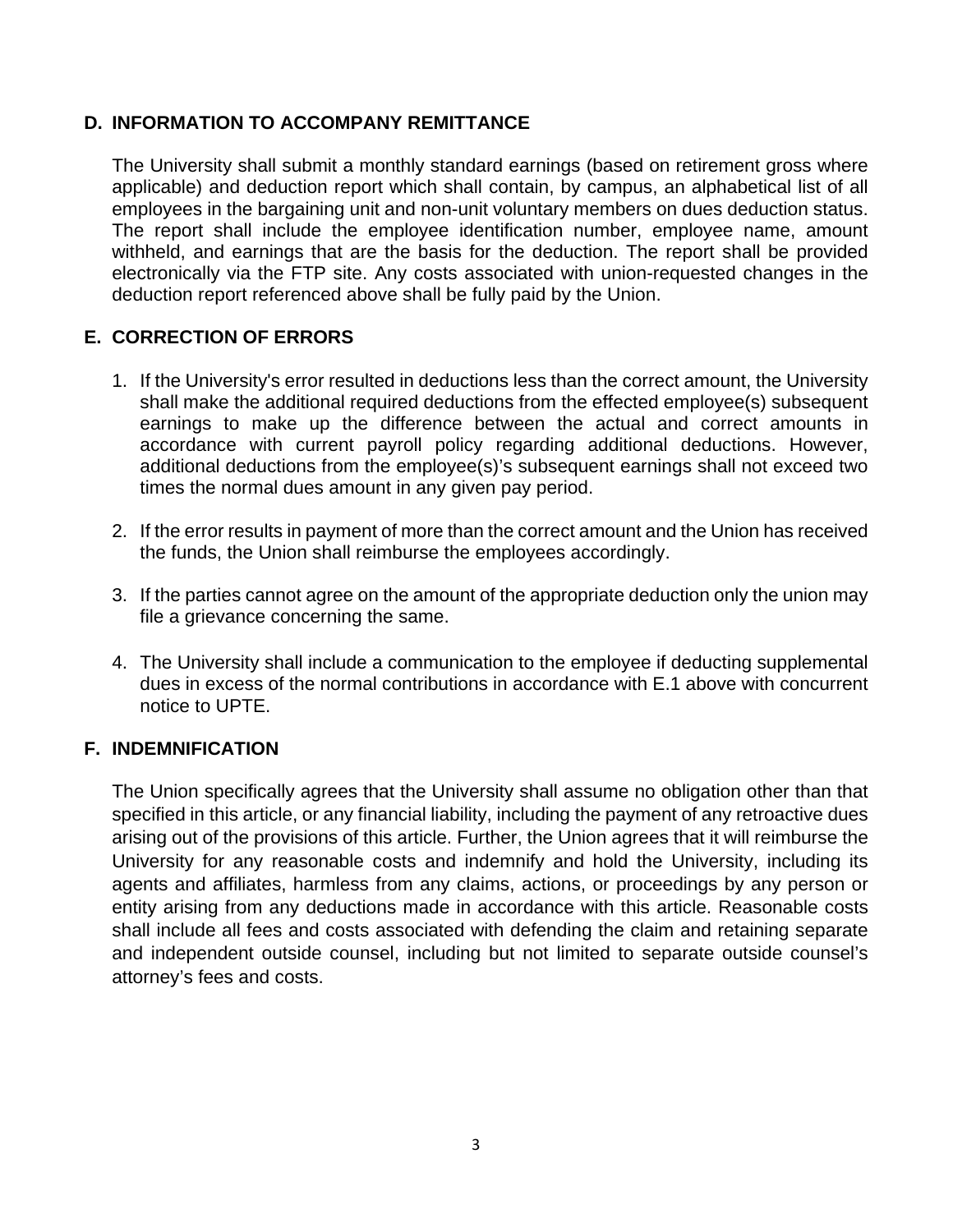## D. INFORMATION TO ACCOMPANY REMITTANCE

The University shall submit a monthly standard earnings (based on retirement gross where applicable) and deduction report which shall contain, by campus, an alphabetical list of all employees in the bargaining unit and non-unit voluntary members on dues deduction status. The report shall include the employee identification number, employee name, amount withheld, and earnings that are the basis for the deduction. The report shall be provided electronically via the FTP site. Any costs associated with union-requested changes in the deduction report referenced above shall be fully paid by the Union.

## E. CORRECTION OF ERRORS

1. If the University's error resulted in deductions less than the correct amount, the University shall make the additional required deductions from the effected employee(s) subsequent earnings to make up the difference between the actual and correct amounts in accordance with current payroll policy regarding additional deductions. However, additional deductions from the employee(s)'s subsequent earnings shall not exceed two times the normal dues amount in any given pay period.

2. If the error results in payment of more than the correct amount and the Union has received the funds, the Union shall reimburse the employees accordingly.

3. If the parties cannot agree on the amount of the appropriate deduction only the union may file a grievance concerning the same.

4. The University shall include a communication to the employee if deducting supplemental dues in excess of the normal contributions in accordance with E.1 above with concurrent notice to UPTE.

## F. INDEMNIFICATION

The Union specifically agrees that the University shall assume no obligation other than that specified in this article, or any financial liability, including the payment of any retroactive dues arising out of the provisions of this article. Further, the Union agrees that it will reimburse the University for any reasonable costs and indemnify and hold the University, including its agents and affiliates, harmless from any claims, actions, or proceedings by any person or entity arising from any deductions made in accordance with this article. Reasonable costs shall include all fees and costs associated with defending the claim and retaining separate and independent outside counsel, including but not limited to separate outside counsel's attorney's fees and costs.